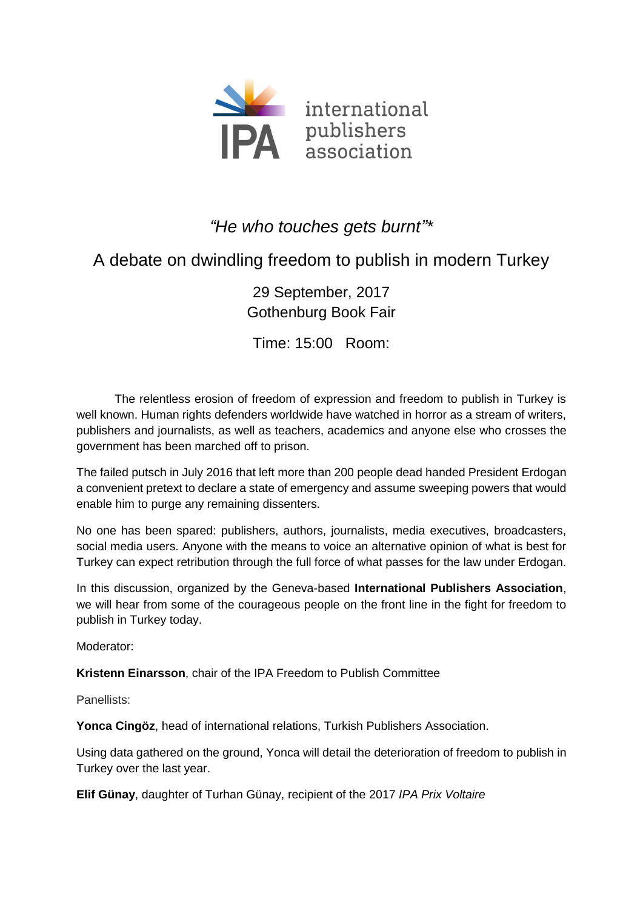IPA international publishers association

## *“He who touches gets burnt”**

## A debate on dwindling freedom to publish in modern Turkey

29 September, 2017
Gothenburg Book Fair

Time: 15:00   Room:

The relentless erosion of freedom of expression and freedom to publish in Turkey is well known. Human rights defenders worldwide have watched in horror as a stream of writers, publishers and journalists, as well as teachers, academics and anyone else who crosses the government has been marched off to prison.

The failed putsch in July 2016 that left more than 200 people dead handed President Erdogan a convenient pretext to declare a state of emergency and assume sweeping powers that would enable him to purge any remaining dissenters.

No one has been spared: publishers, authors, journalists, media executives, broadcasters, social media users. Anyone with the means to voice an alternative opinion of what is best for Turkey can expect retribution through the full force of what passes for the law under Erdogan.

In this discussion, organized by the Geneva-based **International Publishers Association**, we will hear from some of the courageous people on the front line in the fight for freedom to publish in Turkey today.

Moderator:

**Kristenn Einarsson**, chair of the IPA Freedom to Publish Committee

Panellists:

**Yonca Cingöz**, head of international relations, Turkish Publishers Association.

Using data gathered on the ground, Yonca will detail the deterioration of freedom to publish in Turkey over the last year.

**Elif Günay**, daughter of Turhan Günay, recipient of the 2017 *IPA Prix Voltaire*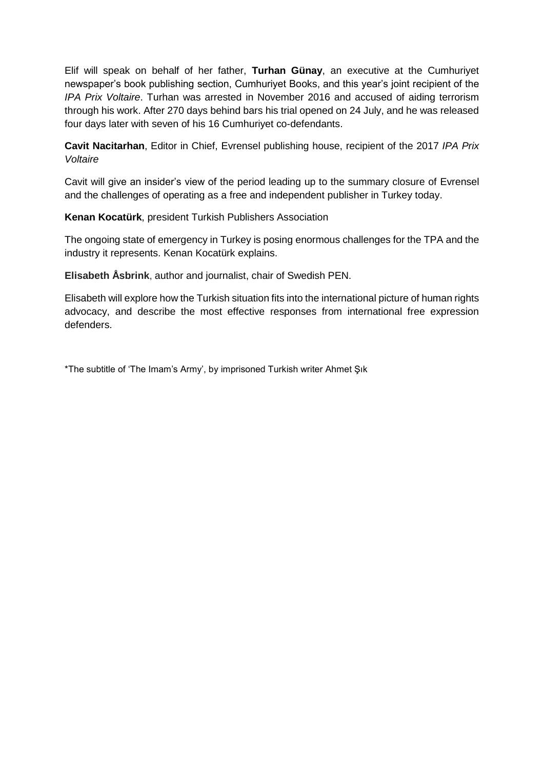Elif will speak on behalf of her father, **Turhan Günay**, an executive at the Cumhuriyet newspaper's book publishing section, Cumhuriyet Books, and this year's joint recipient of the *IPA Prix Voltaire*. Turhan was arrested in November 2016 and accused of aiding terrorism through his work. After 270 days behind bars his trial opened on 24 July, and he was released four days later with seven of his 16 Cumhuriyet co-defendants.

**Cavit Nacitarhan**, Editor in Chief, Evrensel publishing house, recipient of the 2017 *IPA Prix Voltaire*

Cavit will give an insider's view of the period leading up to the summary closure of Evrensel and the challenges of operating as a free and independent publisher in Turkey today.

**Kenan Kocatürk**, president Turkish Publishers Association

The ongoing state of emergency in Turkey is posing enormous challenges for the TPA and the industry it represents. Kenan Kocatürk explains.

**Elisabeth Åsbrink**, author and journalist, chair of Swedish PEN.

Elisabeth will explore how the Turkish situation fits into the international picture of human rights advocacy, and describe the most effective responses from international free expression defenders.

*The subtitle of 'The Imam's Army', by imprisoned Turkish writer Ahmet Şık